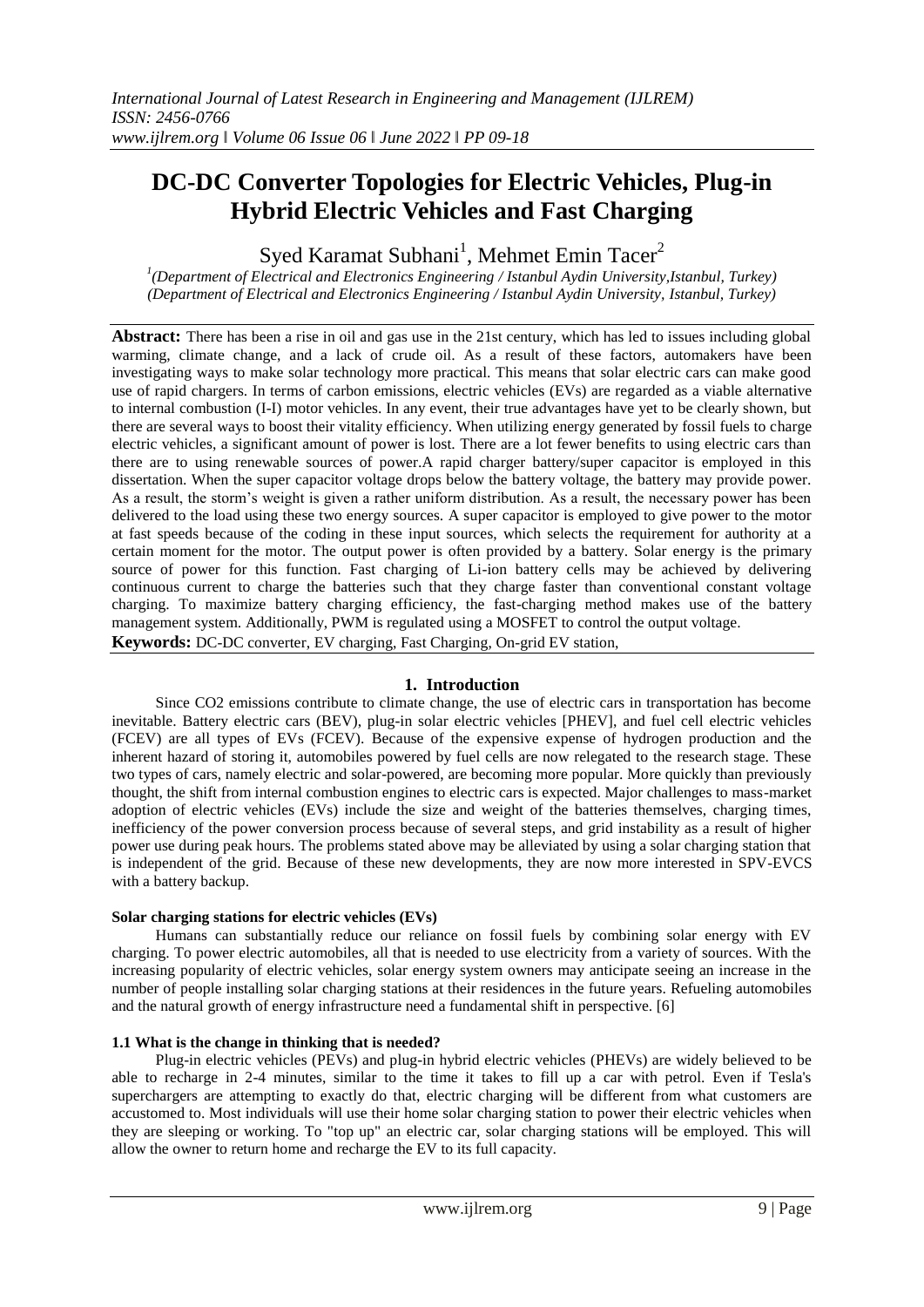# DC-DC Converter Topologies for Electric Vehicles, Plug-in Hybrid Electric Vehicles and Fast Charging

Syed Karamat Subhani[1], Mehmet Emin Tacer[2]

[1](Department of Electrical and Electronics Engineering / Istanbul Aydin University,Istanbul, Turkey)
(Department of Electrical and Electronics Engineering / Istanbul Aydin University, Istanbul, Turkey)

**Abstract:** There has been a rise in oil and gas use in the 21st century, which has led to issues including global warming, climate change, and a lack of crude oil. As a result of these factors, automakers have been investigating ways to make solar technology more practical. This means that solar electric cars can make good use of rapid chargers. In terms of carbon emissions, electric vehicles (EVs) are regarded as a viable alternative to internal combustion (I-I) motor vehicles. In any event, their true advantages have yet to be clearly shown, but there are several ways to boost their vitality efficiency. When utilizing energy generated by fossil fuels to charge electric vehicles, a significant amount of power is lost. There are a lot fewer benefits to using electric cars than there are to using renewable sources of power.A rapid charger battery/super capacitor is employed in this dissertation. When the super capacitor voltage drops below the battery voltage, the battery may provide power. As a result, the storm's weight is given a rather uniform distribution. As a result, the necessary power has been delivered to the load using these two energy sources. A super capacitor is employed to give power to the motor at fast speeds because of the coding in these input sources, which selects the requirement for authority at a certain moment for the motor. The output power is often provided by a battery. Solar energy is the primary source of power for this function. Fast charging of Li-ion battery cells may be achieved by delivering continuous current to charge the batteries such that they charge faster than conventional constant voltage charging. To maximize battery charging efficiency, the fast-charging method makes use of the battery management system. Additionally, PWM is regulated using a MOSFET to control the output voltage.

**Keywords:** DC-DC converter, EV charging, Fast Charging, On-grid EV station,

## 1. Introduction

Since CO2 emissions contribute to climate change, the use of electric cars in transportation has become inevitable. Battery electric cars (BEV), plug-in solar electric vehicles [PHEV], and fuel cell electric vehicles (FCEV) are all types of EVs (FCEV). Because of the expensive expense of hydrogen production and the inherent hazard of storing it, automobiles powered by fuel cells are now relegated to the research stage. These two types of cars, namely electric and solar-powered, are becoming more popular. More quickly than previously thought, the shift from internal combustion engines to electric cars is expected. Major challenges to mass-market adoption of electric vehicles (EVs) include the size and weight of the batteries themselves, charging times, inefficiency of the power conversion process because of several steps, and grid instability as a result of higher power use during peak hours. The problems stated above may be alleviated by using a solar charging station that is independent of the grid. Because of these new developments, they are now more interested in SPV-EVCS with a battery backup.

### Solar charging stations for electric vehicles (EVs)

Humans can substantially reduce our reliance on fossil fuels by combining solar energy with EV charging. To power electric automobiles, all that is needed to use electricity from a variety of sources. With the increasing popularity of electric vehicles, solar energy system owners may anticipate seeing an increase in the number of people installing solar charging stations at their residences in the future years. Refueling automobiles and the natural growth of energy infrastructure need a fundamental shift in perspective. [6]

### 1.1 What is the change in thinking that is needed?

Plug-in electric vehicles (PEVs) and plug-in hybrid electric vehicles (PHEVs) are widely believed to be able to recharge in 2-4 minutes, similar to the time it takes to fill up a car with petrol. Even if Tesla's superchargers are attempting to exactly do that, electric charging will be different from what customers are accustomed to. Most individuals will use their home solar charging station to power their electric vehicles when they are sleeping or working. To "top up" an electric car, solar charging stations will be employed. This will allow the owner to return home and recharge the EV to its full capacity.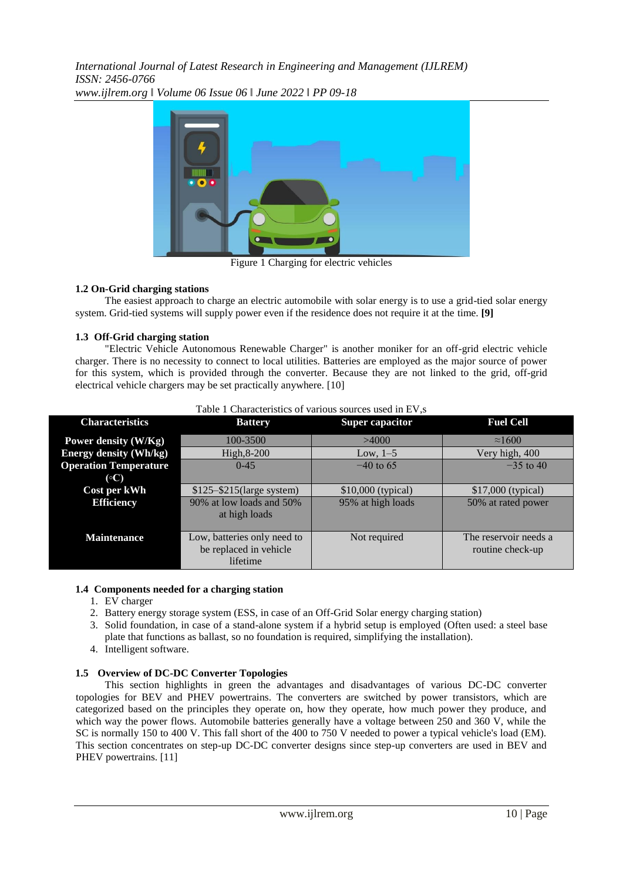Figure 1 Charging for electric vehicles

### 1.2 On-Grid charging stations

The easiest approach to charge an electric automobile with solar energy is to use a grid-tied solar energy system. Grid-tied systems will supply power even if the residence does not require it at the time. **[9]**

### 1.3 Off-Grid charging station

"Electric Vehicle Autonomous Renewable Charger" is another moniker for an off-grid electric vehicle charger. There is no necessity to connect to local utilities. Batteries are employed as the major source of power for this system, which is provided through the converter. Because they are not linked to the grid, off-grid electrical vehicle chargers may be set practically anywhere. [10]

Table 1 Characteristics of various sources used in EV,s

| Characteristics | Battery | Super capacitor | Fuel Cell |
|---|---|---|---|
| **Power density (W/Kg)** | 100-3500 | >4000 | ≈1600 |
| **Energy density (Wh/kg)** | High,8-200 | Low, 1–5 | Very high, 400 |
| **Operation Temperature (◦C)** | 0-45 | −40 to 65 | −35 to 40 |
| **Cost per kWh** | \$125–\$215(large system) | \$10,000 (typical) | \$17,000 (typical) |
| **Efficiency** | 90% at low loads and 50% at high loads | 95% at high loads | 50% at rated power |
| **Maintenance** | Low, batteries only need to be replaced in vehicle lifetime | Not required | The reservoir needs a routine check-up |

### 1.4 Components needed for a charging station

1. EV charger
2. Battery energy storage system (ESS, in case of an Off-Grid Solar energy charging station)
3. Solid foundation, in case of a stand-alone system if a hybrid setup is employed (Often used: a steel base plate that functions as ballast, so no foundation is required, simplifying the installation).
4. Intelligent software.

### 1.5 Overview of DC-DC Converter Topologies

This section highlights in green the advantages and disadvantages of various DC-DC converter topologies for BEV and PHEV powertrains. The converters are switched by power transistors, which are categorized based on the principles they operate on, how they operate, how much power they produce, and which way the power flows. Automobile batteries generally have a voltage between 250 and 360 V, while the SC is normally 150 to 400 V. This fall short of the 400 to 750 V needed to power a typical vehicle's load (EM). This section concentrates on step-up DC-DC converter designs since step-up converters are used in BEV and PHEV powertrains. [11]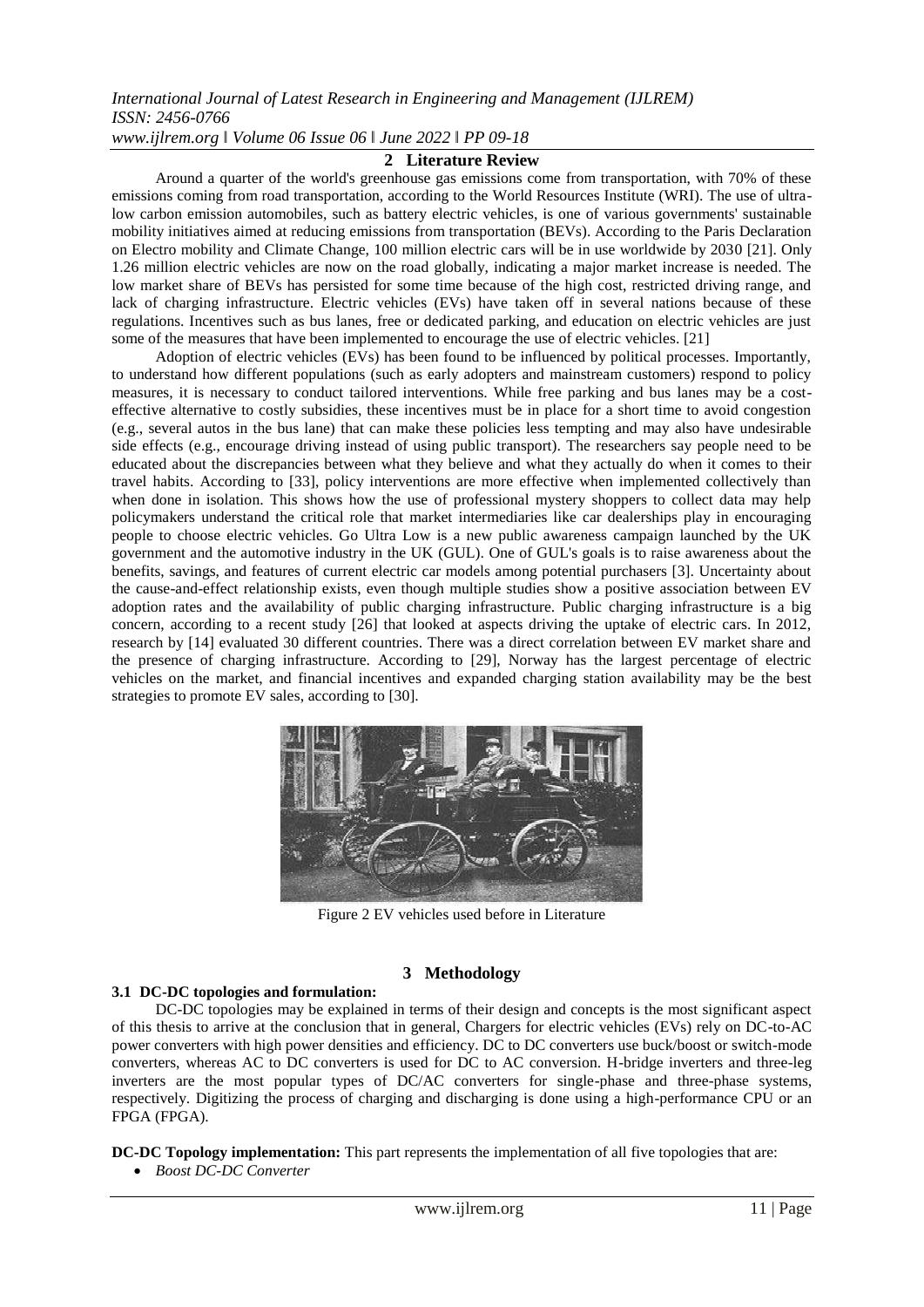## 2 Literature Review

Around a quarter of the world's greenhouse gas emissions come from transportation, with 70% of these emissions coming from road transportation, according to the World Resources Institute (WRI). The use of ultra-low carbon emission automobiles, such as battery electric vehicles, is one of various governments' sustainable mobility initiatives aimed at reducing emissions from transportation (BEVs). According to the Paris Declaration on Electro mobility and Climate Change, 100 million electric cars will be in use worldwide by 2030 [21]. Only 1.26 million electric vehicles are now on the road globally, indicating a major market increase is needed. The low market share of BEVs has persisted for some time because of the high cost, restricted driving range, and lack of charging infrastructure. Electric vehicles (EVs) have taken off in several nations because of these regulations. Incentives such as bus lanes, free or dedicated parking, and education on electric vehicles are just some of the measures that have been implemented to encourage the use of electric vehicles. [21]

Adoption of electric vehicles (EVs) has been found to be influenced by political processes. Importantly, to understand how different populations (such as early adopters and mainstream customers) respond to policy measures, it is necessary to conduct tailored interventions. While free parking and bus lanes may be a cost-effective alternative to costly subsidies, these incentives must be in place for a short time to avoid congestion (e.g., several autos in the bus lane) that can make these policies less tempting and may also have undesirable side effects (e.g., encourage driving instead of using public transport). The researchers say people need to be educated about the discrepancies between what they believe and what they actually do when it comes to their travel habits. According to [33], policy interventions are more effective when implemented collectively than when done in isolation. This shows how the use of professional mystery shoppers to collect data may help policymakers understand the critical role that market intermediaries like car dealerships play in encouraging people to choose electric vehicles. Go Ultra Low is a new public awareness campaign launched by the UK government and the automotive industry in the UK (GUL). One of GUL's goals is to raise awareness about the benefits, savings, and features of current electric car models among potential purchasers [3]. Uncertainty about the cause-and-effect relationship exists, even though multiple studies show a positive association between EV adoption rates and the availability of public charging infrastructure. Public charging infrastructure is a big concern, according to a recent study [26] that looked at aspects driving the uptake of electric cars. In 2012, research by [14] evaluated 30 different countries. There was a direct correlation between EV market share and the presence of charging infrastructure. According to [29], Norway has the largest percentage of electric vehicles on the market, and financial incentives and expanded charging station availability may be the best strategies to promote EV sales, according to [30].

Figure 2 EV vehicles used before in Literature

## 3 Methodology

### 3.1 DC-DC topologies and formulation:

DC-DC topologies may be explained in terms of their design and concepts is the most significant aspect of this thesis to arrive at the conclusion that in general, Chargers for electric vehicles (EVs) rely on DC-to-AC power converters with high power densities and efficiency. DC to DC converters use buck/boost or switch-mode converters, whereas AC to DC converters is used for DC to AC conversion. H-bridge inverters and three-leg inverters are the most popular types of DC/AC converters for single-phase and three-phase systems, respectively. Digitizing the process of charging and discharging is done using a high-performance CPU or an FPGA (FPGA).

**DC-DC Topology implementation:** This part represents the implementation of all five topologies that are:

- *Boost DC-DC Converter*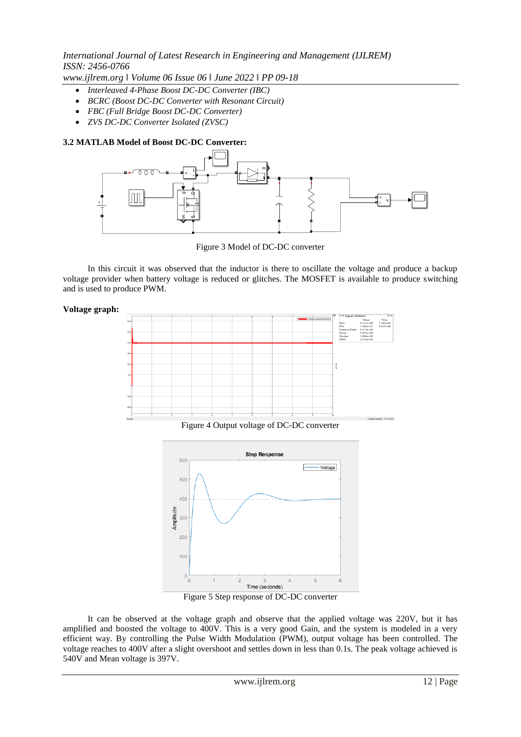- *Interleaved 4-Phase Boost DC-DC Converter (IBC)*
- *BCRC (Boost DC-DC Converter with Resonant Circuit)*
- *FBC (Full Bridge Boost DC-DC Converter)*
- *ZVS DC-DC Converter Isolated (ZVSC)*

### 3.2 MATLAB Model of Boost DC-DC Converter:

Figure 3 Model of DC-DC converter

In this circuit it was observed that the inductor is there to oscillate the voltage and produce a backup voltage provider when battery voltage is reduced or glitches. The MOSFET is available to produce switching and is used to produce PWM.

**Voltage graph:**

Figure 4 Output voltage of DC-DC converter

Figure 5 Step response of DC-DC converter

It can be observed at the voltage graph and observe that the applied voltage was 220V, but it has amplified and boosted the voltage to 400V. This is a very good Gain, and the system is modeled in a very efficient way. By controlling the Pulse Width Modulation (PWM), output voltage has been controlled. The voltage reaches to 400V after a slight overshoot and settles down in less than 0.1s. The peak voltage achieved is 540V and Mean voltage is 397V.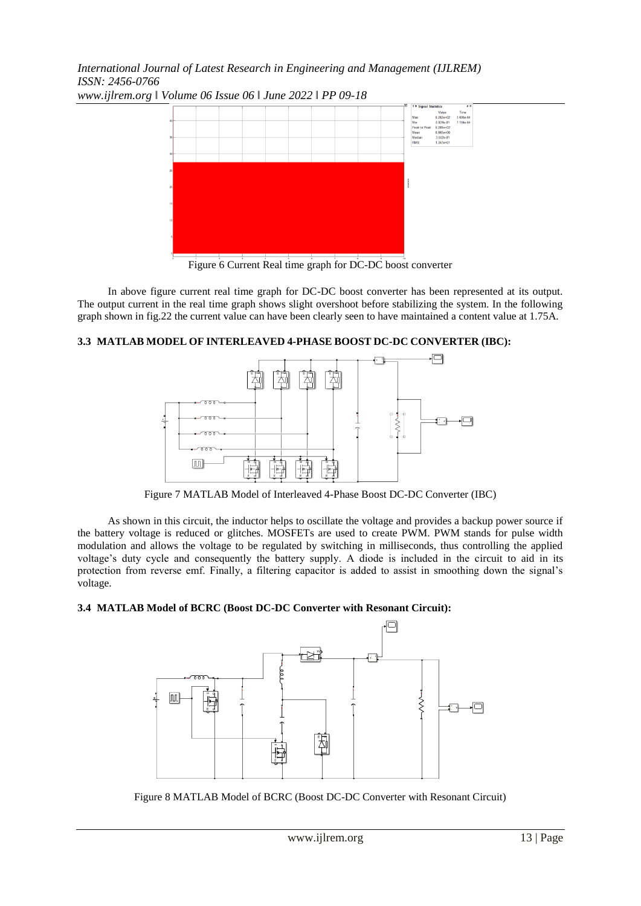Figure 6 Current Real time graph for DC-DC boost converter

In above figure current real time graph for DC-DC boost converter has been represented at its output. The output current in the real time graph shows slight overshoot before stabilizing the system. In the following graph shown in fig.22 the current value can have been clearly seen to have maintained a content value at 1.75A.

### 3.3 MATLAB MODEL OF INTERLEAVED 4-PHASE BOOST DC-DC CONVERTER (IBC):

Figure 7 MATLAB Model of Interleaved 4-Phase Boost DC-DC Converter (IBC)

As shown in this circuit, the inductor helps to oscillate the voltage and provides a backup power source if the battery voltage is reduced or glitches. MOSFETs are used to create PWM. PWM stands for pulse width modulation and allows the voltage to be regulated by switching in milliseconds, thus controlling the applied voltage's duty cycle and consequently the battery supply. A diode is included in the circuit to aid in its protection from reverse emf. Finally, a filtering capacitor is added to assist in smoothing down the signal's voltage.

### 3.4 MATLAB Model of BCRC (Boost DC-DC Converter with Resonant Circuit):

Figure 8 MATLAB Model of BCRC (Boost DC-DC Converter with Resonant Circuit)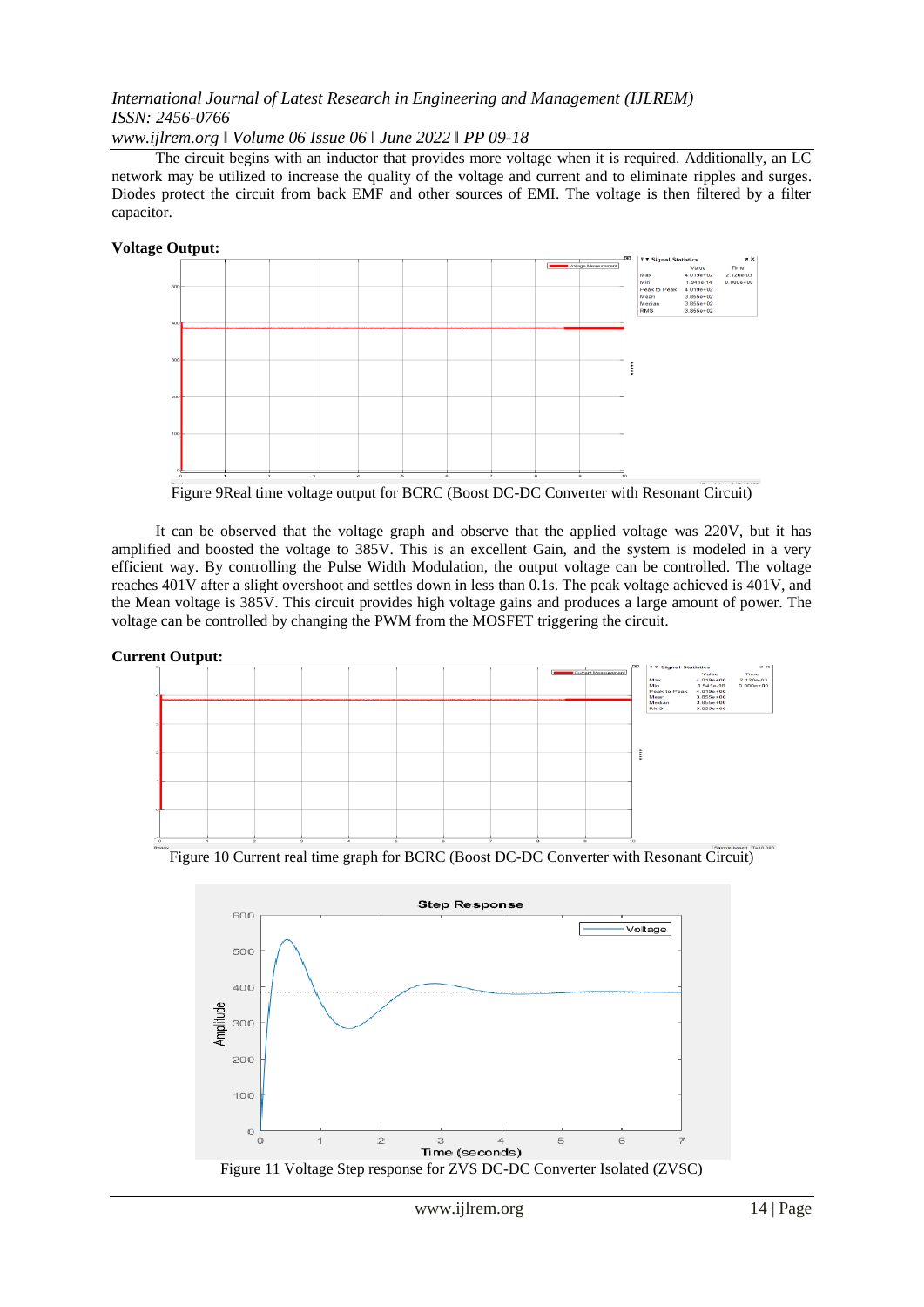The circuit begins with an inductor that provides more voltage when it is required. Additionally, an LC network may be utilized to increase the quality of the voltage and current and to eliminate ripples and surges. Diodes protect the circuit from back EMF and other sources of EMI. The voltage is then filtered by a filter capacitor.

**Voltage Output:**

Figure 9Real time voltage output for BCRC (Boost DC-DC Converter with Resonant Circuit)

It can be observed that the voltage graph and observe that the applied voltage was 220V, but it has amplified and boosted the voltage to 385V. This is an excellent Gain, and the system is modeled in a very efficient way. By controlling the Pulse Width Modulation, the output voltage can be controlled. The voltage reaches 401V after a slight overshoot and settles down in less than 0.1s. The peak voltage achieved is 401V, and the Mean voltage is 385V. This circuit provides high voltage gains and produces a large amount of power. The voltage can be controlled by changing the PWM from the MOSFET triggering the circuit.

**Current Output:**

Figure 10 Current real time graph for BCRC (Boost DC-DC Converter with Resonant Circuit)

Figure 11 Voltage Step response for ZVS DC-DC Converter Isolated (ZVSC)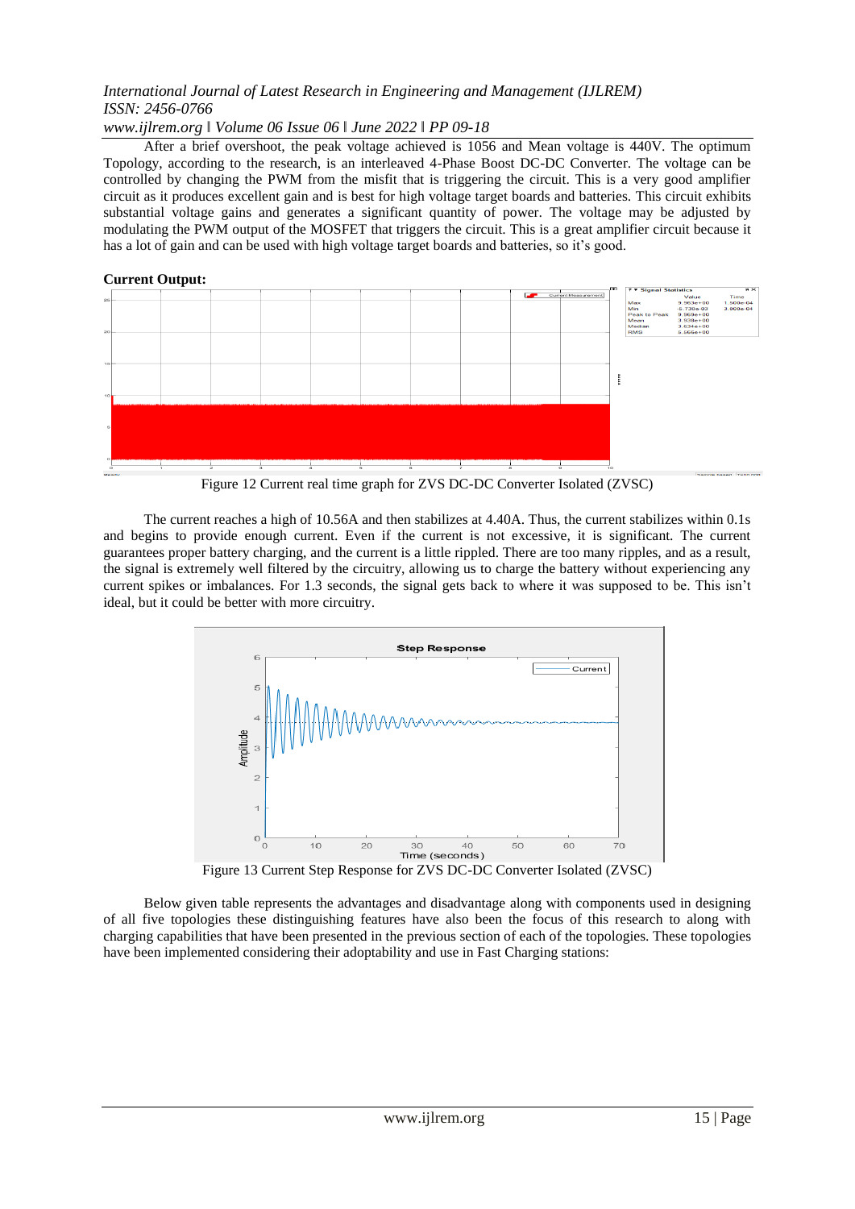After a brief overshoot, the peak voltage achieved is 1056 and Mean voltage is 440V. The optimum Topology, according to the research, is an interleaved 4-Phase Boost DC-DC Converter. The voltage can be controlled by changing the PWM from the misfit that is triggering the circuit. This is a very good amplifier circuit as it produces excellent gain and is best for high voltage target boards and batteries. This circuit exhibits substantial voltage gains and generates a significant quantity of power. The voltage may be adjusted by modulating the PWM output of the MOSFET that triggers the circuit. This is a great amplifier circuit because it has a lot of gain and can be used with high voltage target boards and batteries, so it's good.

**Current Output:**

Figure 12 Current real time graph for ZVS DC-DC Converter Isolated (ZVSC)

The current reaches a high of 10.56A and then stabilizes at 4.40A. Thus, the current stabilizes within 0.1s and begins to provide enough current. Even if the current is not excessive, it is significant. The current guarantees proper battery charging, and the current is a little rippled. There are too many ripples, and as a result, the signal is extremely well filtered by the circuitry, allowing us to charge the battery without experiencing any current spikes or imbalances. For 1.3 seconds, the signal gets back to where it was supposed to be. This isn't ideal, but it could be better with more circuitry.

Figure 13 Current Step Response for ZVS DC-DC Converter Isolated (ZVSC)

Below given table represents the advantages and disadvantage along with components used in designing of all five topologies these distinguishing features have also been the focus of this research to along with charging capabilities that have been presented in the previous section of each of the topologies. These topologies have been implemented considering their adoptability and use in Fast Charging stations: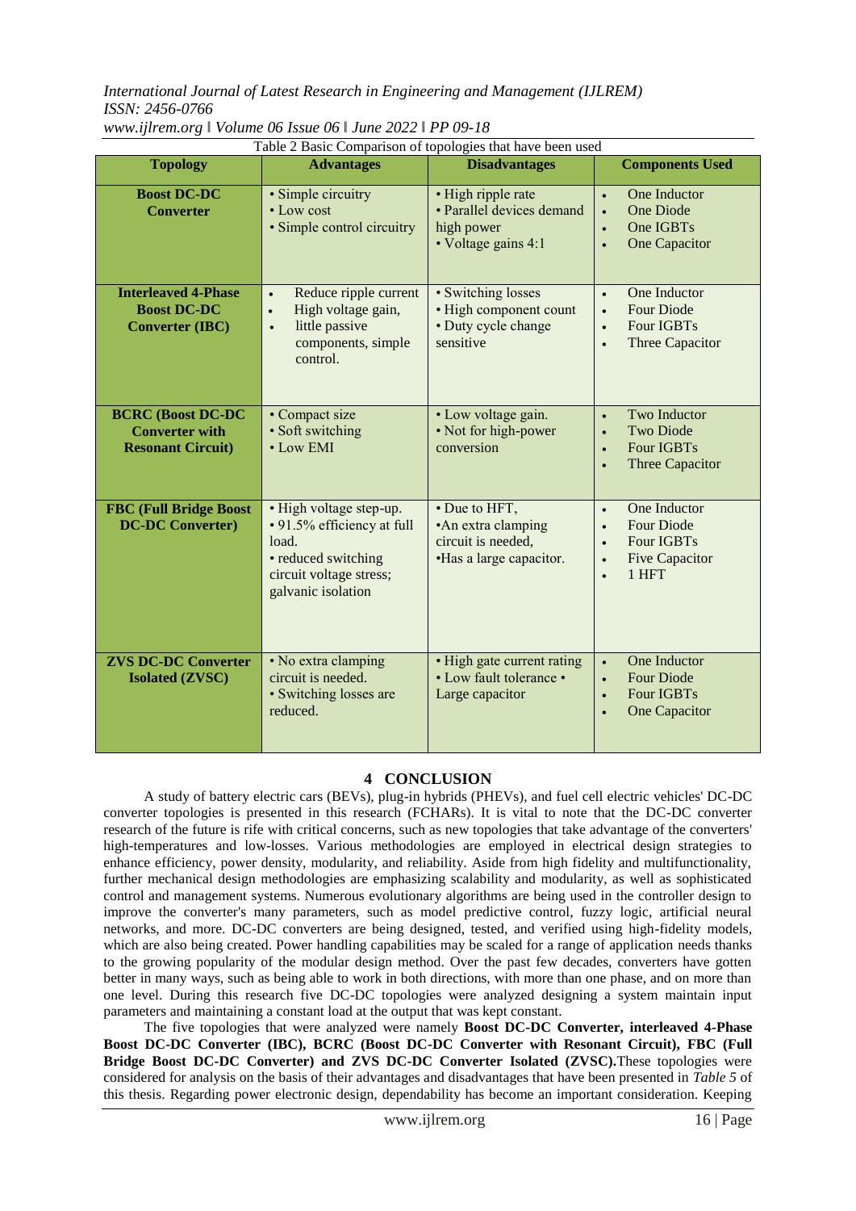Table 2 Basic Comparison of topologies that have been used

| Topology | Advantages | Disadvantages | Components Used |
|---|---|---|---|
| **Boost DC-DC Converter** | • Simple circuitry<br>• Low cost<br>• Simple control circuitry | • High ripple rate<br>• Parallel devices demand high power<br>• Voltage gains 4:1 | • One Inductor<br>• One Diode<br>• One IGBTs<br>• One Capacitor |
| **Interleaved 4-Phase Boost DC-DC Converter (IBC)** | • Reduce ripple current<br>• High voltage gain,<br>• little passive components, simple control. | • Switching losses<br>• High component count<br>• Duty cycle change sensitive | • One Inductor<br>• Four Diode<br>• Four IGBTs<br>• Three Capacitor |
| **BCRC (Boost DC-DC Converter with Resonant Circuit)** | • Compact size<br>• Soft switching<br>• Low EMI | • Low voltage gain.<br>• Not for high-power conversion | • Two Inductor<br>• Two Diode<br>• Four IGBTs<br>• Three Capacitor |
| **FBC (Full Bridge Boost DC-DC Converter)** | • High voltage step-up.<br>• 91.5% efficiency at full load.<br>• reduced switching circuit voltage stress; galvanic isolation | • Due to HFT,<br>•An extra clamping circuit is needed,<br>•Has a large capacitor. | • One Inductor<br>• Four Diode<br>• Four IGBTs<br>• Five Capacitor<br>• 1 HFT |
| **ZVS DC-DC Converter Isolated (ZVSC)** | • No extra clamping circuit is needed.<br>• Switching losses are reduced. | • High gate current rating<br>• Low fault tolerance • Large capacitor | • One Inductor<br>• Four Diode<br>• Four IGBTs<br>• One Capacitor |

## 4 CONCLUSION

A study of battery electric cars (BEVs), plug-in hybrids (PHEVs), and fuel cell electric vehicles' DC-DC converter topologies is presented in this research (FCHARs). It is vital to note that the DC-DC converter research of the future is rife with critical concerns, such as new topologies that take advantage of the converters' high-temperatures and low-losses. Various methodologies are employed in electrical design strategies to enhance efficiency, power density, modularity, and reliability. Aside from high fidelity and multifunctionality, further mechanical design methodologies are emphasizing scalability and modularity, as well as sophisticated control and management systems. Numerous evolutionary algorithms are being used in the controller design to improve the converter's many parameters, such as model predictive control, fuzzy logic, artificial neural networks, and more. DC-DC converters are being designed, tested, and verified using high-fidelity models, which are also being created. Power handling capabilities may be scaled for a range of application needs thanks to the growing popularity of the modular design method. Over the past few decades, converters have gotten better in many ways, such as being able to work in both directions, with more than one phase, and on more than one level. During this research five DC-DC topologies were analyzed designing a system maintain input parameters and maintaining a constant load at the output that was kept constant.

The five topologies that were analyzed were namely **Boost DC-DC Converter, interleaved 4-Phase Boost DC-DC Converter (IBC), BCRC (Boost DC-DC Converter with Resonant Circuit), FBC (Full Bridge Boost DC-DC Converter) and ZVS DC-DC Converter Isolated (ZVSC).**These topologies were considered for analysis on the basis of their advantages and disadvantages that have been presented in *Table 5* of this thesis. Regarding power electronic design, dependability has become an important consideration. Keeping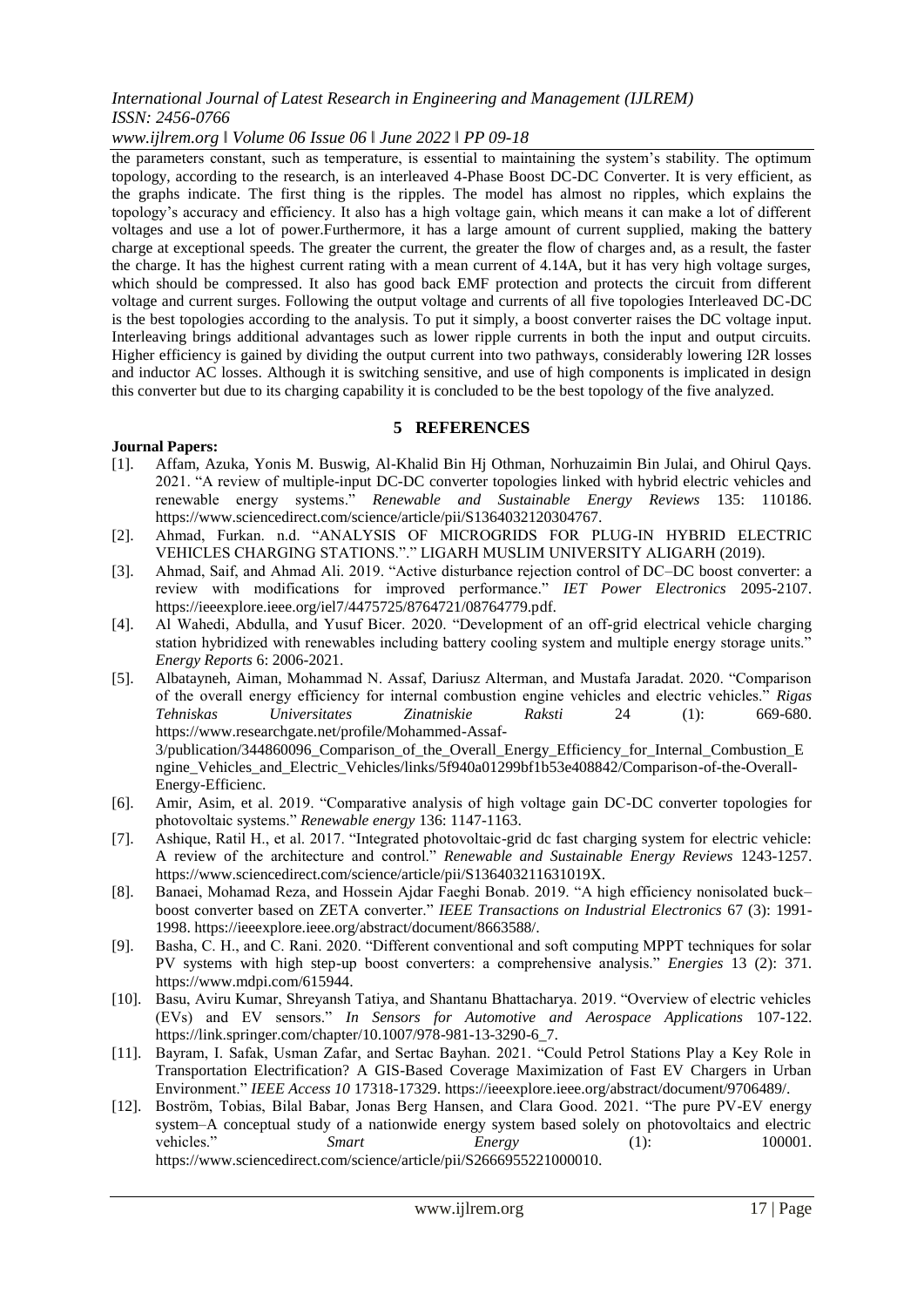the parameters constant, such as temperature, is essential to maintaining the system's stability. The optimum topology, according to the research, is an interleaved 4-Phase Boost DC-DC Converter. It is very efficient, as the graphs indicate. The first thing is the ripples. The model has almost no ripples, which explains the topology's accuracy and efficiency. It also has a high voltage gain, which means it can make a lot of different voltages and use a lot of power.Furthermore, it has a large amount of current supplied, making the battery charge at exceptional speeds. The greater the current, the greater the flow of charges and, as a result, the faster the charge. It has the highest current rating with a mean current of 4.14A, but it has very high voltage surges, which should be compressed. It also has good back EMF protection and protects the circuit from different voltage and current surges. Following the output voltage and currents of all five topologies Interleaved DC-DC is the best topologies according to the analysis. To put it simply, a boost converter raises the DC voltage input. Interleaving brings additional advantages such as lower ripple currents in both the input and output circuits. Higher efficiency is gained by dividing the output current into two pathways, considerably lowering I2R losses and inductor AC losses. Although it is switching sensitive, and use of high components is implicated in design this converter but due to its charging capability it is concluded to be the best topology of the five analyzed.

## 5 REFERENCES

**Journal Papers:**

[1]. Affam, Azuka, Yonis M. Buswig, Al-Khalid Bin Hj Othman, Norhuzaimin Bin Julai, and Ohirul Qays. 2021. "A review of multiple-input DC-DC converter topologies linked with hybrid electric vehicles and renewable energy systems." *Renewable and Sustainable Energy Reviews* 135: 110186. https://www.sciencedirect.com/science/article/pii/S1364032120304767.

[2]. Ahmad, Furkan. n.d. "ANALYSIS OF MICROGRIDS FOR PLUG-IN HYBRID ELECTRIC VEHICLES CHARGING STATIONS."." LIGARH MUSLIM UNIVERSITY ALIGARH (2019).

[3]. Ahmad, Saif, and Ahmad Ali. 2019. "Active disturbance rejection control of DC–DC boost converter: a review with modifications for improved performance." *IET Power Electronics* 2095-2107. https://ieeexplore.ieee.org/iel7/4475725/8764721/08764779.pdf.

[4]. Al Wahedi, Abdulla, and Yusuf Bicer. 2020. "Development of an off-grid electrical vehicle charging station hybridized with renewables including battery cooling system and multiple energy storage units." *Energy Reports* 6: 2006-2021.

[5]. Albatayneh, Aiman, Mohammad N. Assaf, Dariusz Alterman, and Mustafa Jaradat. 2020. "Comparison of the overall energy efficiency for internal combustion engine vehicles and electric vehicles." *Rigas Tehniskas Universitates Zinatniskie Raksti* 24 (1): 669-680. https://www.researchgate.net/profile/Mohammed-Assaf-3/publication/344860096_Comparison_of_the_Overall_Energy_Efficiency_for_Internal_Combustion_Engine_Vehicles_and_Electric_Vehicles/links/5f940a01299bf1b53e408842/Comparison-of-the-Overall-Energy-Efficienc.

[6]. Amir, Asim, et al. 2019. "Comparative analysis of high voltage gain DC-DC converter topologies for photovoltaic systems." *Renewable energy* 136: 1147-1163.

[7]. Ashique, Ratil H., et al. 2017. "Integrated photovoltaic-grid dc fast charging system for electric vehicle: A review of the architecture and control." *Renewable and Sustainable Energy Reviews* 1243-1257. https://www.sciencedirect.com/science/article/pii/S136403211631019X.

[8]. Banaei, Mohamad Reza, and Hossein Ajdar Faeghi Bonab. 2019. "A high efficiency nonisolated buck–boost converter based on ZETA converter." *IEEE Transactions on Industrial Electronics* 67 (3): 1991-1998. https://ieeexplore.ieee.org/abstract/document/8663588/.

[9]. Basha, C. H., and C. Rani. 2020. "Different conventional and soft computing MPPT techniques for solar PV systems with high step-up boost converters: a comprehensive analysis." *Energies* 13 (2): 371. https://www.mdpi.com/615944.

[10]. Basu, Aviru Kumar, Shreyansh Tatiya, and Shantanu Bhattacharya. 2019. "Overview of electric vehicles (EVs) and EV sensors." *In Sensors for Automotive and Aerospace Applications* 107-122. https://link.springer.com/chapter/10.1007/978-981-13-3290-6_7.

[11]. Bayram, I. Safak, Usman Zafar, and Sertac Bayhan. 2021. "Could Petrol Stations Play a Key Role in Transportation Electrification? A GIS-Based Coverage Maximization of Fast EV Chargers in Urban Environment." *IEEE Access 10* 17318-17329. https://ieeexplore.ieee.org/abstract/document/9706489/.

[12]. Boström, Tobias, Bilal Babar, Jonas Berg Hansen, and Clara Good. 2021. "The pure PV-EV energy system–A conceptual study of a nationwide energy system based solely on photovoltaics and electric vehicles." *Smart Energy* (1): 100001. https://www.sciencedirect.com/science/article/pii/S2666955221000010.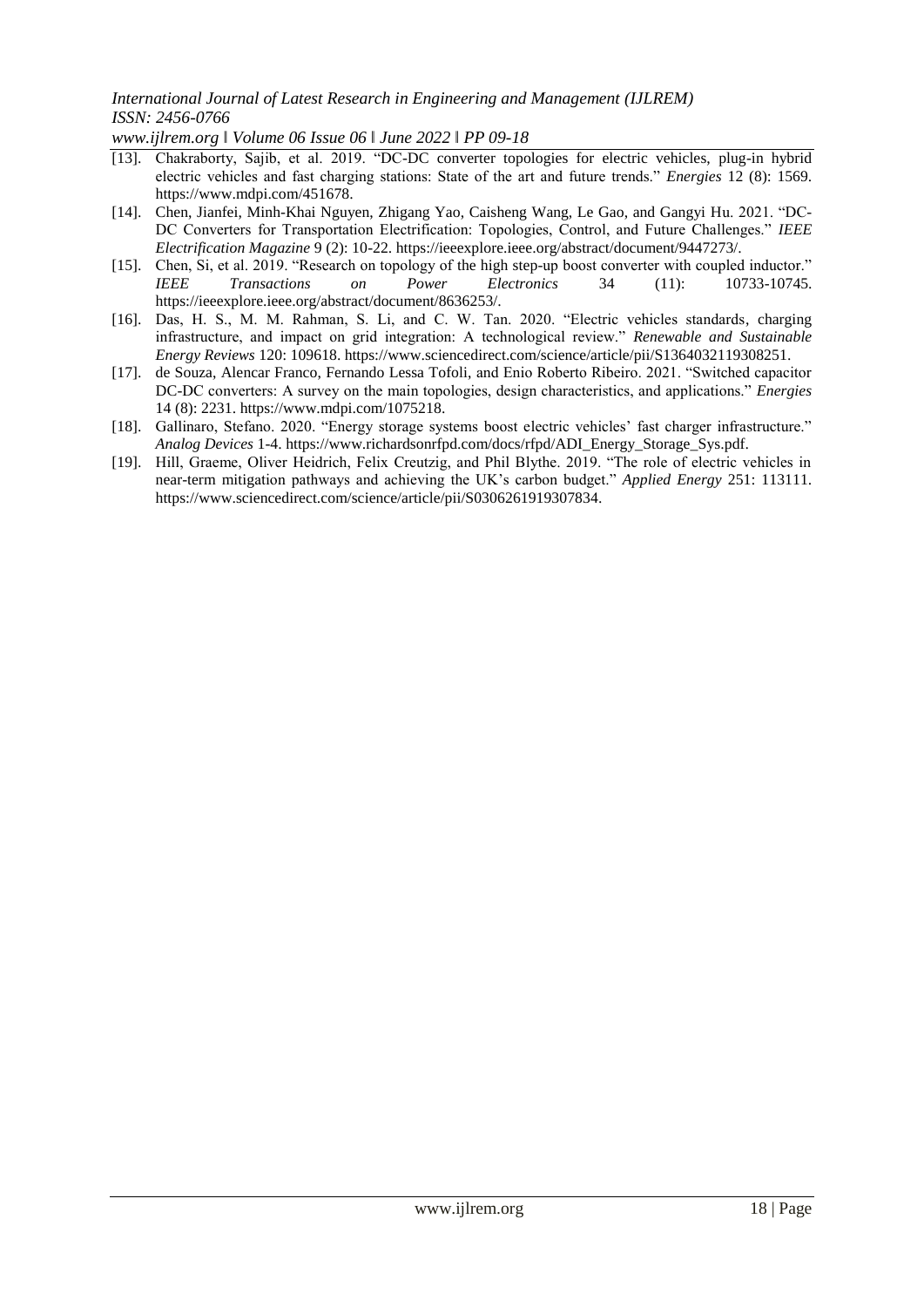[13]. Chakraborty, Sajib, et al. 2019. "DC-DC converter topologies for electric vehicles, plug-in hybrid electric vehicles and fast charging stations: State of the art and future trends." *Energies* 12 (8): 1569. https://www.mdpi.com/451678.

[14]. Chen, Jianfei, Minh-Khai Nguyen, Zhigang Yao, Caisheng Wang, Le Gao, and Gangyi Hu. 2021. "DC-DC Converters for Transportation Electrification: Topologies, Control, and Future Challenges." *IEEE Electrification Magazine* 9 (2): 10-22. https://ieeexplore.ieee.org/abstract/document/9447273/.

[15]. Chen, Si, et al. 2019. "Research on topology of the high step-up boost converter with coupled inductor." *IEEE Transactions on Power Electronics* 34 (11): 10733-10745. https://ieeexplore.ieee.org/abstract/document/8636253/.

[16]. Das, H. S., M. M. Rahman, S. Li, and C. W. Tan. 2020. "Electric vehicles standards, charging infrastructure, and impact on grid integration: A technological review." *Renewable and Sustainable Energy Reviews* 120: 109618. https://www.sciencedirect.com/science/article/pii/S1364032119308251.

[17]. de Souza, Alencar Franco, Fernando Lessa Tofoli, and Enio Roberto Ribeiro. 2021. "Switched capacitor DC-DC converters: A survey on the main topologies, design characteristics, and applications." *Energies* 14 (8): 2231. https://www.mdpi.com/1075218.

[18]. Gallinaro, Stefano. 2020. "Energy storage systems boost electric vehicles' fast charger infrastructure." *Analog Devices* 1-4. https://www.richardsonrfpd.com/docs/rfpd/ADI_Energy_Storage_Sys.pdf.

[19]. Hill, Graeme, Oliver Heidrich, Felix Creutzig, and Phil Blythe. 2019. "The role of electric vehicles in near-term mitigation pathways and achieving the UK's carbon budget." *Applied Energy* 251: 113111. https://www.sciencedirect.com/science/article/pii/S0306261919307834.